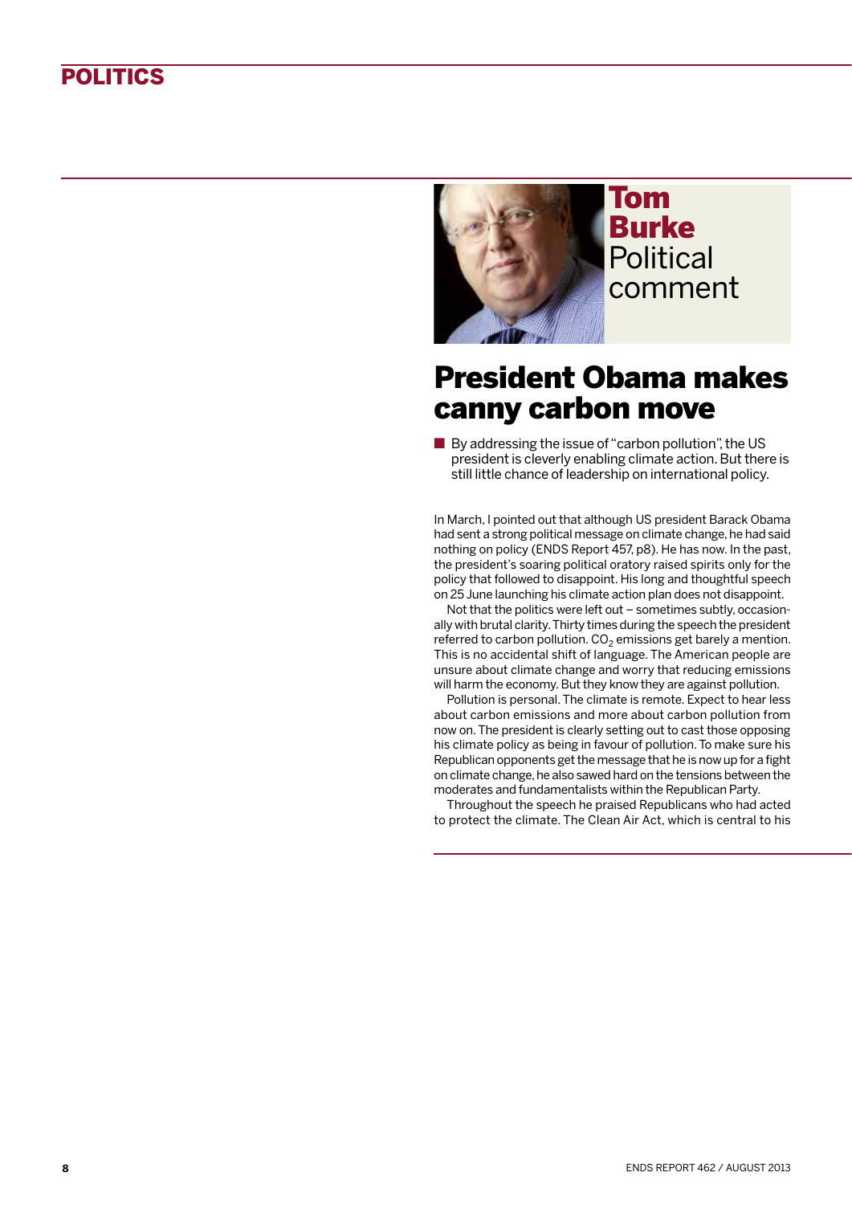# POLITICS

**Tom Burke**
Political comment

## President Obama makes canny carbon move

■ By addressing the issue of "carbon pollution", the US president is cleverly enabling climate action. But there is still little chance of leadership on international policy.

In March, I pointed out that although US president Barack Obama had sent a strong political message on climate change, he had said nothing on policy (ENDS Report 457, p8). He has now. In the past, the president's soaring political oratory raised spirits only for the policy that followed to disappoint. His long and thoughtful speech on 25 June launching his climate action plan does not disappoint.

Not that the politics were left out – sometimes subtly, occasionally with brutal clarity. Thirty times during the speech the president referred to carbon pollution. $CO_2$ emissions get barely a mention. This is no accidental shift of language. The American people are unsure about climate change and worry that reducing emissions will harm the economy. But they know they are against pollution.

Pollution is personal. The climate is remote. Expect to hear less about carbon emissions and more about carbon pollution from now on. The president is clearly setting out to cast those opposing his climate policy as being in favour of pollution. To make sure his Republican opponents get the message that he is now up for a fight on climate change, he also sawed hard on the tensions between the moderates and fundamentalists within the Republican Party.

Throughout the speech he praised Republicans who had acted to protect the climate. The Clean Air Act, which is central to his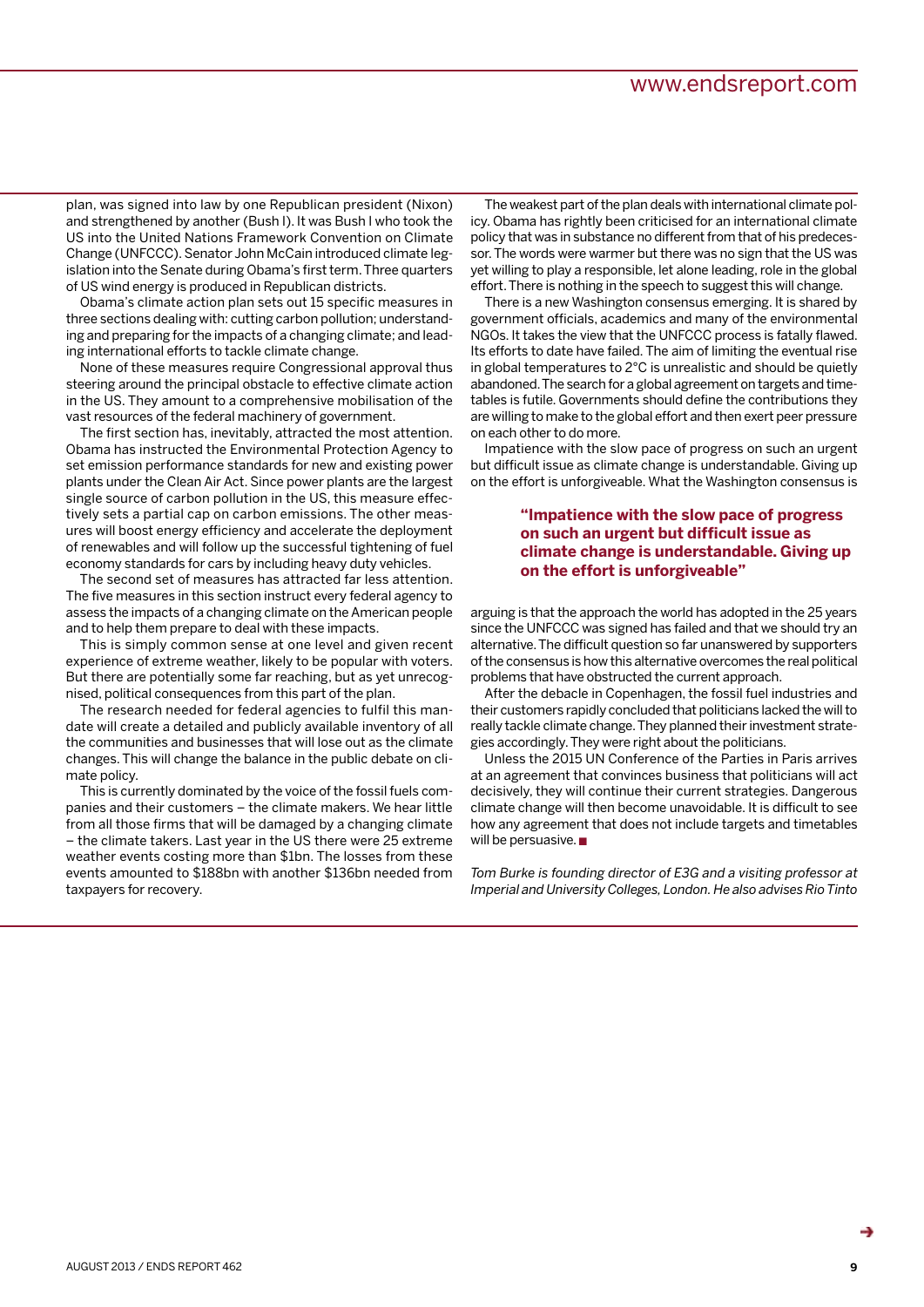plan, was signed into law by one Republican president (Nixon) and strengthened by another (Bush I). It was Bush I who took the US into the United Nations Framework Convention on Climate Change (UNFCCC). Senator John McCain introduced climate legislation into the Senate during Obama's first term. Three quarters of US wind energy is produced in Republican districts.

Obama's climate action plan sets out 15 specific measures in three sections dealing with: cutting carbon pollution; understanding and preparing for the impacts of a changing climate; and leading international efforts to tackle climate change.

None of these measures require Congressional approval thus steering around the principal obstacle to effective climate action in the US. They amount to a comprehensive mobilisation of the vast resources of the federal machinery of government.

The first section has, inevitably, attracted the most attention. Obama has instructed the Environmental Protection Agency to set emission performance standards for new and existing power plants under the Clean Air Act. Since power plants are the largest single source of carbon pollution in the US, this measure effectively sets a partial cap on carbon emissions. The other measures will boost energy efficiency and accelerate the deployment of renewables and will follow up the successful tightening of fuel economy standards for cars by including heavy duty vehicles.

The second set of measures has attracted far less attention. The five measures in this section instruct every federal agency to assess the impacts of a changing climate on the American people and to help them prepare to deal with these impacts.

This is simply common sense at one level and given recent experience of extreme weather, likely to be popular with voters. But there are potentially some far reaching, but as yet unrecognised, political consequences from this part of the plan.

The research needed for federal agencies to fulfil this mandate will create a detailed and publicly available inventory of all the communities and businesses that will lose out as the climate changes. This will change the balance in the public debate on climate policy.

This is currently dominated by the voice of the fossil fuels companies and their customers – the climate makers. We hear little from all those firms that will be damaged by a changing climate – the climate takers. Last year in the US there were 25 extreme weather events costing more than $1bn. The losses from these events amounted to $188bn with another $136bn needed from taxpayers for recovery.

The weakest part of the plan deals with international climate policy. Obama has rightly been criticised for an international climate policy that was in substance no different from that of his predecessor. The words were warmer but there was no sign that the US was yet willing to play a responsible, let alone leading, role in the global effort. There is nothing in the speech to suggest this will change.

There is a new Washington consensus emerging. It is shared by government officials, academics and many of the environmental NGOs. It takes the view that the UNFCCC process is fatally flawed. Its efforts to date have failed. The aim of limiting the eventual rise in global temperatures to 2°C is unrealistic and should be quietly abandoned. The search for a global agreement on targets and timetables is futile. Governments should define the contributions they are willing to make to the global effort and then exert peer pressure on each other to do more.

Impatience with the slow pace of progress on such an urgent but difficult issue as climate change is understandable. Giving up on the effort is unforgiveable. What the Washington consensus is arguing is that the approach the world has adopted in the 25 years since the UNFCCC was signed has failed and that we should try an alternative. The difficult question so far unanswered by supporters of the consensus is how this alternative overcomes the real political problems that have obstructed the current approach.

> **"Impatience with the slow pace of progress on such an urgent but difficult issue as climate change is understandable. Giving up on the effort is unforgiveable"**

After the debacle in Copenhagen, the fossil fuel industries and their customers rapidly concluded that politicians lacked the will to really tackle climate change. They planned their investment strategies accordingly. They were right about the politicians.

Unless the 2015 UN Conference of the Parties in Paris arrives at an agreement that convinces business that politicians will act decisively, they will continue their current strategies. Dangerous climate change will then become unavoidable. It is difficult to see how any agreement that does not include targets and timetables will be persuasive. ■

*Tom Burke is founding director of E3G and a visiting professor at Imperial and University Colleges, London. He also advises Rio Tinto*